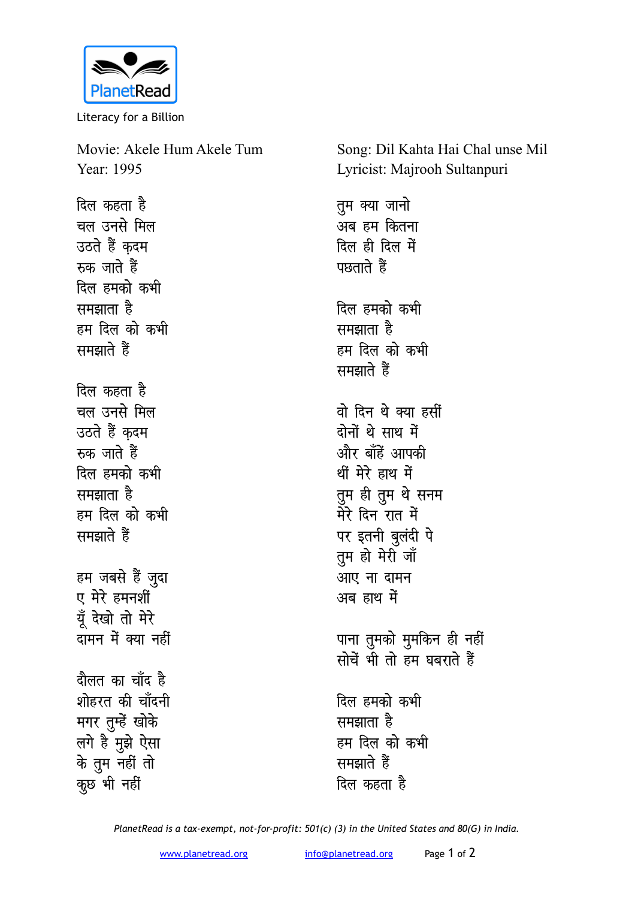PlanetRead

Literacy for a Billion

Movie: Akele Hum Akele Tum
Year: 1995

Song: Dil Kahta Hai Chal unse Mil
Lyricist: Majrooh Sultanpuri

दिल कहता है
चल उनसे मिल
उठते हैं क़दम
रुक जाते हैं
दिल हमको कभी
समझाता है
हम दिल को कभी
समझाते हैं

दिल कहता है
चल उनसे मिल
उठते हैं क़दम
रुक जाते हैं
दिल हमको कभी
समझाता है
हम दिल को कभी
समझाते हैं

हम जबसे हैं जुदा
ए मेरे हमनशीं
यूँ देखो तो मेरे
दामन में क्या नहीं

दौलत का चाँद है
शोहरत की चाँदनी
मगर तुम्हें खोके
लगे है मुझे ऐसा
के तुम नहीं तो
कुछ भी नहीं

तुम क्या जानो
अब हम कितना
दिल ही दिल में
पछताते हैं

दिल हमको कभी
समझाता है
हम दिल को कभी
समझाते हैं

वो दिन थे क्या हसीं
दोनों थे साथ में
और बाँहें आपकी
थीं मेरे हाथ में
तुम ही तुम थे सनम
मेरे दिन रात में
पर इतनी बुलंदी पे
तुम हो मेरी जाँ
आए ना दामन
अब हाथ में

पाना तुमको मुमकिन ही नहीं
सोचें भी तो हम घबराते हैं

दिल हमको कभी
समझाता है
हम दिल को कभी
समझाते हैं
दिल कहता है

*PlanetRead is a tax-exempt, not-for-profit: 501(c) (3) in the United States and 80(G) in India.*

www.planetread.org info@planetread.org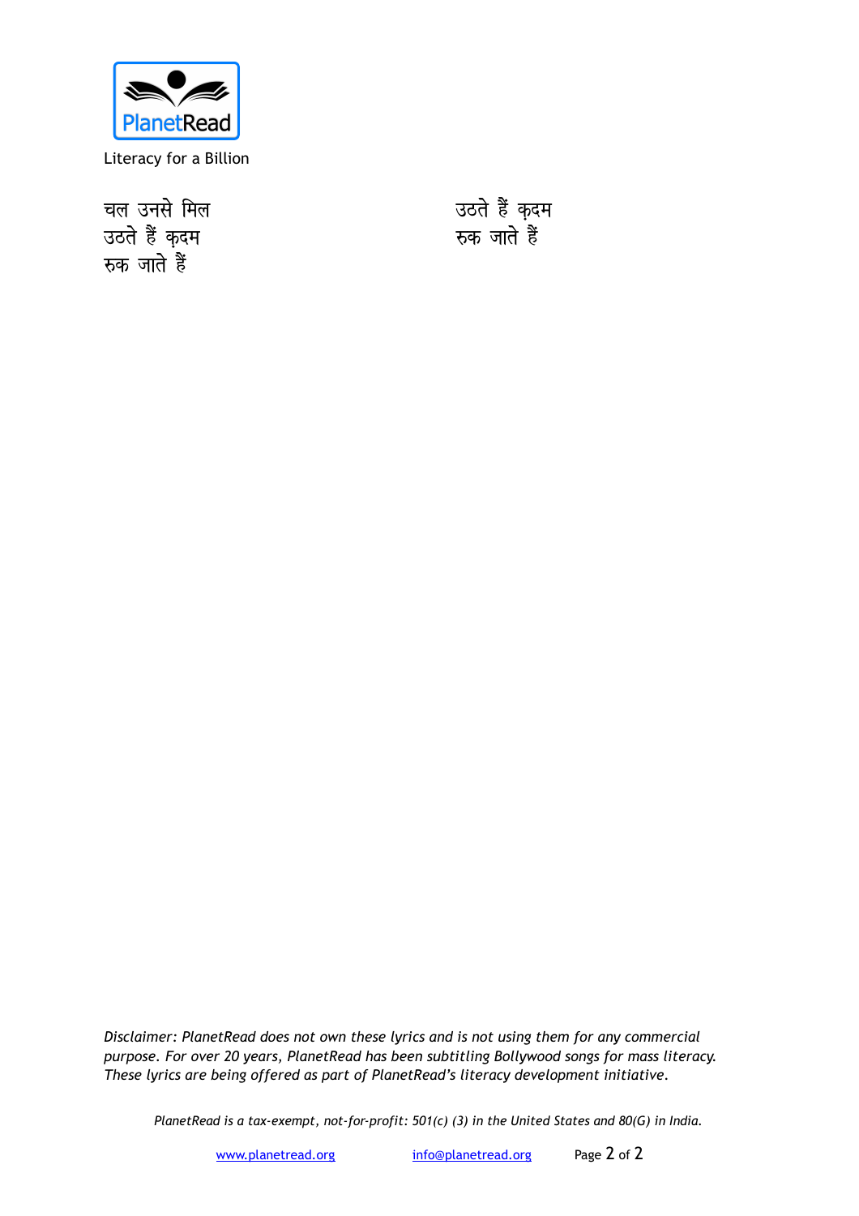चल उनसे मिल
उठते हैं क़दम
रुक जाते हैं

उठते हैं क़दम
रुक जाते हैं

*Disclaimer: PlanetRead does not own these lyrics and is not using them for any commercial purpose. For over 20 years, PlanetRead has been subtitling Bollywood songs for mass literacy. These lyrics are being offered as part of PlanetRead's literacy development initiative.*

*PlanetRead is a tax-exempt, not-for-profit: 501(c) (3) in the United States and 80(G) in India.*

www.planetread.org    info@planetread.org